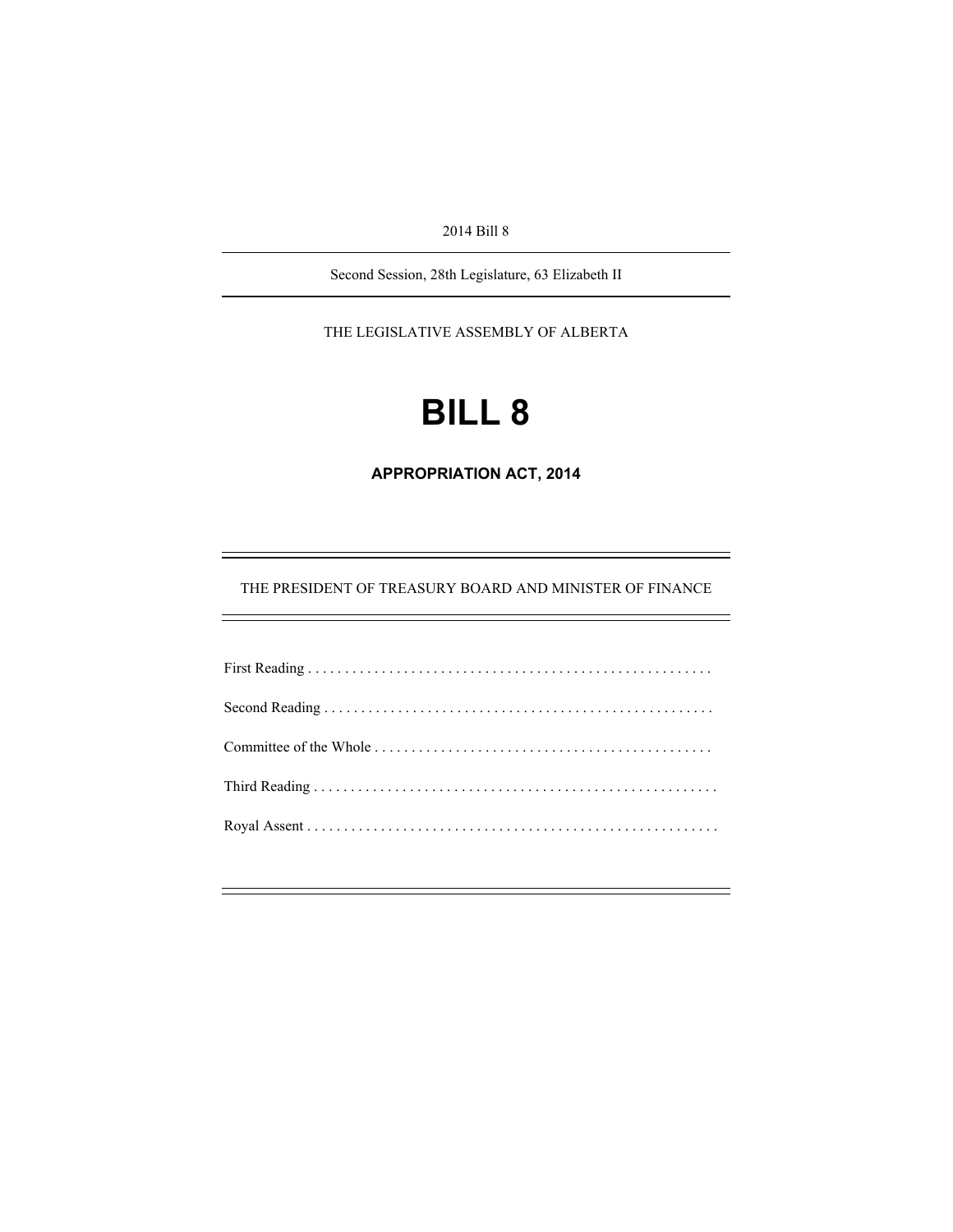2014 Bill 8

---

Second Session, 28th Legislature, 63 Elizabeth II

---

THE LEGISLATIVE ASSEMBLY OF ALBERTA

# BILL 8

## APPROPRIATION ACT, 2014

---

THE PRESIDENT OF TREASURY BOARD AND MINISTER OF FINANCE

---

First Reading . . . . . . . . . . . . . . . . . . . . . . . . . . . . . . . . . . . . . . . . . . . . . . . . . . . . . .

Second Reading . . . . . . . . . . . . . . . . . . . . . . . . . . . . . . . . . . . . . . . . . . . . . . . . . . . .

Committee of the Whole . . . . . . . . . . . . . . . . . . . . . . . . . . . . . . . . . . . . . . . . . . . . .

Third Reading . . . . . . . . . . . . . . . . . . . . . . . . . . . . . . . . . . . . . . . . . . . . . . . . . . . . . . .

Royal Assent . . . . . . . . . . . . . . . . . . . . . . . . . . . . . . . . . . . . . . . . . . . . . . . . . . . . . . .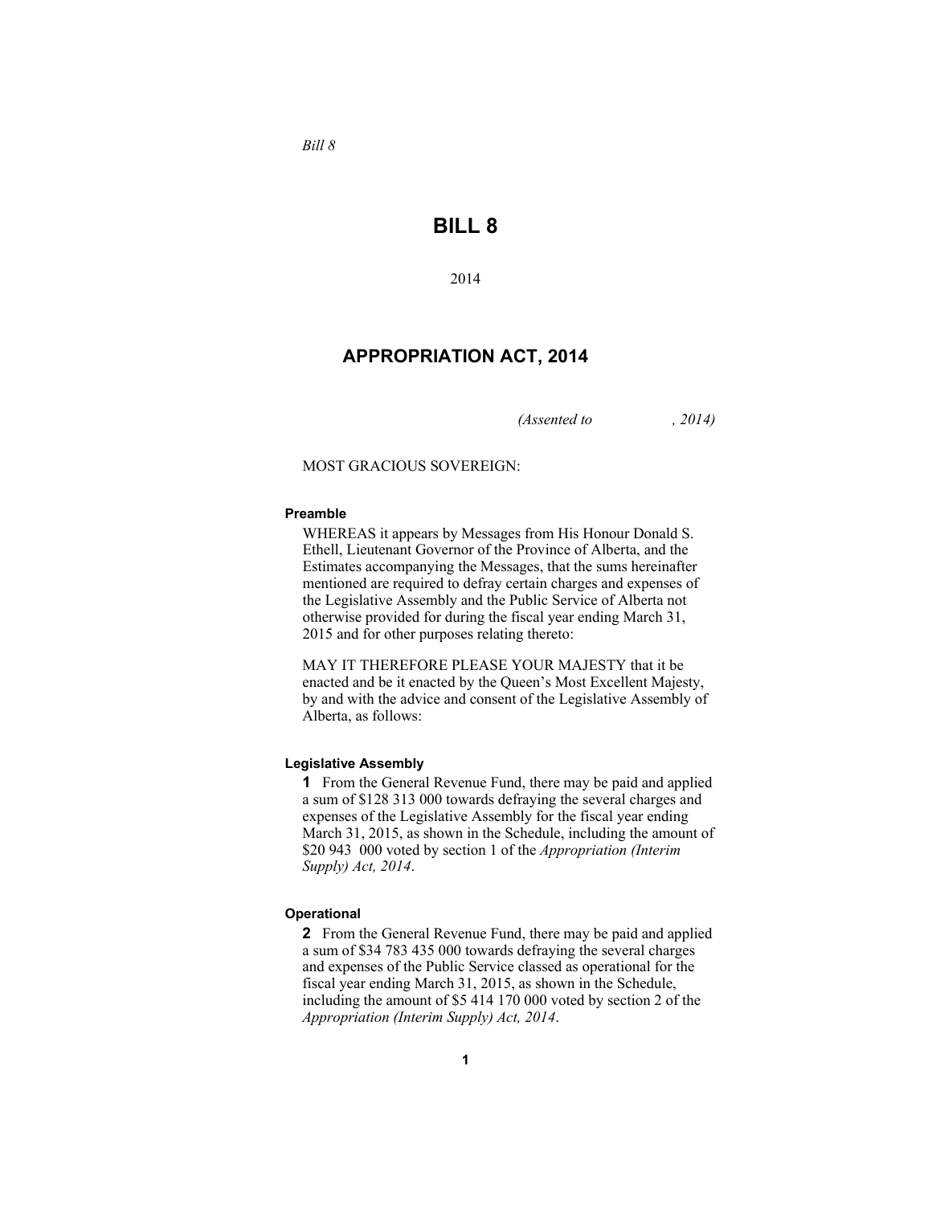*Bill 8*

# BILL 8

2014

## APPROPRIATION ACT, 2014

*(Assented to , 2014)*

MOST GRACIOUS SOVEREIGN:

**Preamble**

WHEREAS it appears by Messages from His Honour Donald S. Ethell, Lieutenant Governor of the Province of Alberta, and the Estimates accompanying the Messages, that the sums hereinafter mentioned are required to defray certain charges and expenses of the Legislative Assembly and the Public Service of Alberta not otherwise provided for during the fiscal year ending March 31, 2015 and for other purposes relating thereto:

MAY IT THEREFORE PLEASE YOUR MAJESTY that it be enacted and be it enacted by the Queen's Most Excellent Majesty, by and with the advice and consent of the Legislative Assembly of Alberta, as follows:

**Legislative Assembly**

**1** From the General Revenue Fund, there may be paid and applied a sum of $128 313 000 towards defraying the several charges and expenses of the Legislative Assembly for the fiscal year ending March 31, 2015, as shown in the Schedule, including the amount of $20 943 000 voted by section 1 of the *Appropriation (Interim Supply) Act, 2014*.

**Operational**

**2** From the General Revenue Fund, there may be paid and applied a sum of $34 783 435 000 towards defraying the several charges and expenses of the Public Service classed as operational for the fiscal year ending March 31, 2015, as shown in the Schedule, including the amount of $5 414 170 000 voted by section 2 of the *Appropriation (Interim Supply) Act, 2014*.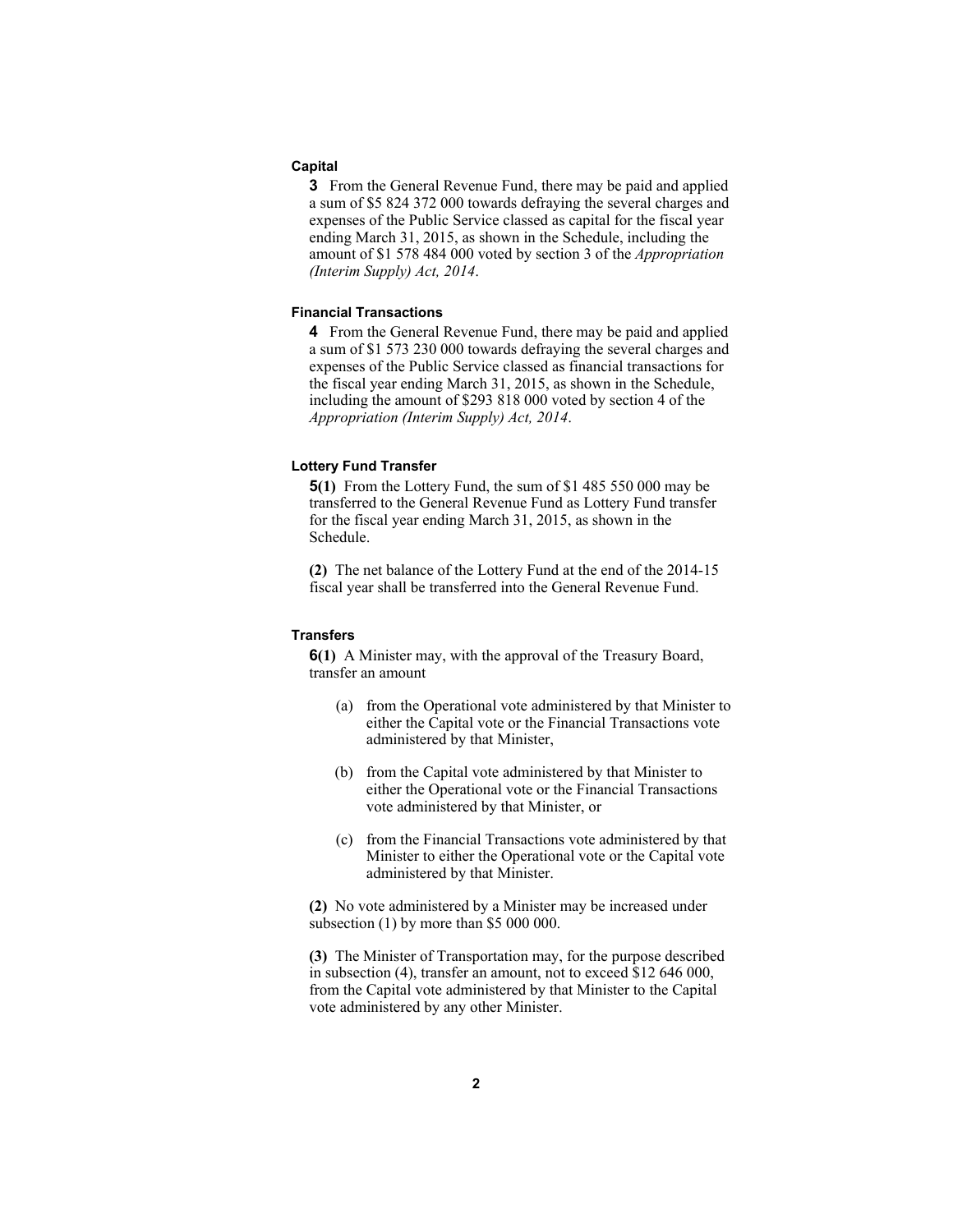### Capital

**3** From the General Revenue Fund, there may be paid and applied a sum of $5 824 372 000 towards defraying the several charges and expenses of the Public Service classed as capital for the fiscal year ending March 31, 2015, as shown in the Schedule, including the amount of $1 578 484 000 voted by section 3 of the *Appropriation (Interim Supply) Act, 2014*.

### Financial Transactions

**4** From the General Revenue Fund, there may be paid and applied a sum of $1 573 230 000 towards defraying the several charges and expenses of the Public Service classed as financial transactions for the fiscal year ending March 31, 2015, as shown in the Schedule, including the amount of $293 818 000 voted by section 4 of the *Appropriation (Interim Supply) Act, 2014*.

### Lottery Fund Transfer

**5(1)** From the Lottery Fund, the sum of $1 485 550 000 may be transferred to the General Revenue Fund as Lottery Fund transfer for the fiscal year ending March 31, 2015, as shown in the Schedule.

**(2)** The net balance of the Lottery Fund at the end of the 2014-15 fiscal year shall be transferred into the General Revenue Fund.

### Transfers

**6(1)** A Minister may, with the approval of the Treasury Board, transfer an amount

(a) from the Operational vote administered by that Minister to either the Capital vote or the Financial Transactions vote administered by that Minister,

(b) from the Capital vote administered by that Minister to either the Operational vote or the Financial Transactions vote administered by that Minister, or

(c) from the Financial Transactions vote administered by that Minister to either the Operational vote or the Capital vote administered by that Minister.

**(2)** No vote administered by a Minister may be increased under subsection (1) by more than $5 000 000.

**(3)** The Minister of Transportation may, for the purpose described in subsection (4), transfer an amount, not to exceed $12 646 000, from the Capital vote administered by that Minister to the Capital vote administered by any other Minister.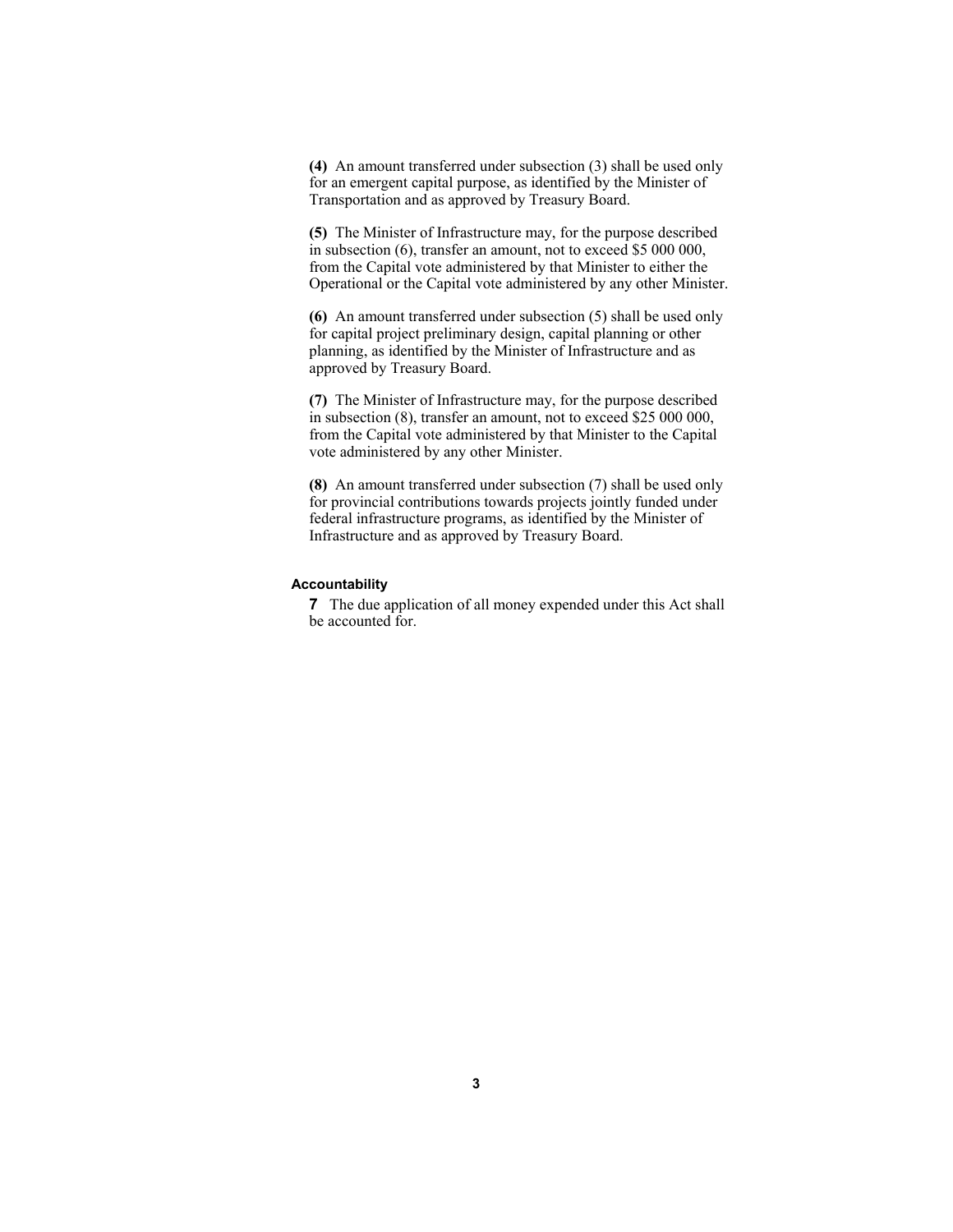**(4)** An amount transferred under subsection (3) shall be used only for an emergent capital purpose, as identified by the Minister of Transportation and as approved by Treasury Board.

**(5)** The Minister of Infrastructure may, for the purpose described in subsection (6), transfer an amount, not to exceed $5 000 000, from the Capital vote administered by that Minister to either the Operational or the Capital vote administered by any other Minister.

**(6)** An amount transferred under subsection (5) shall be used only for capital project preliminary design, capital planning or other planning, as identified by the Minister of Infrastructure and as approved by Treasury Board.

**(7)** The Minister of Infrastructure may, for the purpose described in subsection (8), transfer an amount, not to exceed $25 000 000, from the Capital vote administered by that Minister to the Capital vote administered by any other Minister.

**(8)** An amount transferred under subsection (7) shall be used only for provincial contributions towards projects jointly funded under federal infrastructure programs, as identified by the Minister of Infrastructure and as approved by Treasury Board.

**Accountability**

**7** The due application of all money expended under this Act shall be accounted for.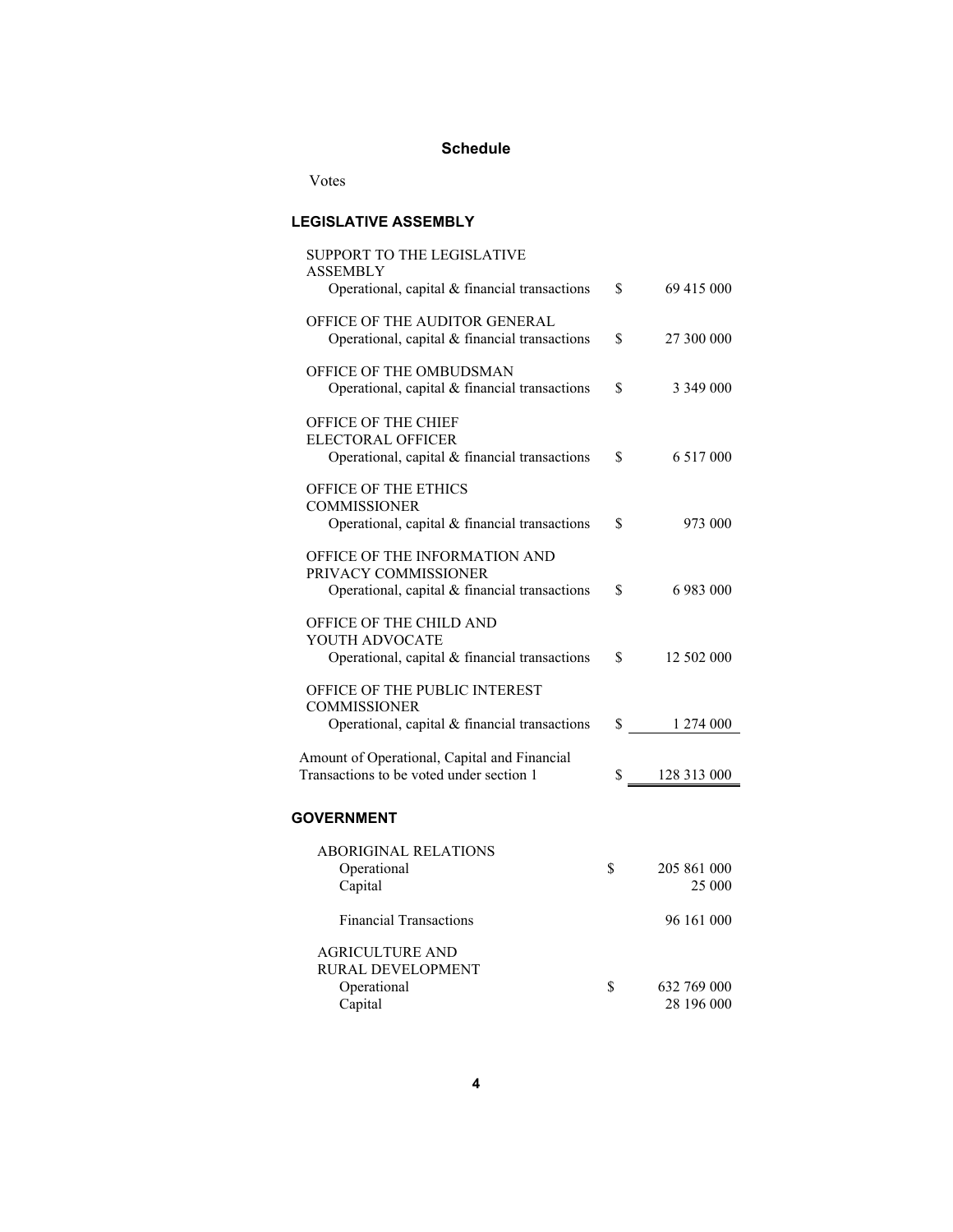## Schedule

Votes

### LEGISLATIVE ASSEMBLY

| | | |
|---|---|---|
| SUPPORT TO THE LEGISLATIVE ASSEMBLY | | |
| Operational, capital & financial transactions | $ | 69 415 000 |
| OFFICE OF THE AUDITOR GENERAL | | |
| Operational, capital & financial transactions | $ | 27 300 000 |
| OFFICE OF THE OMBUDSMAN | | |
| Operational, capital & financial transactions | $ | 3 349 000 |
| OFFICE OF THE CHIEF ELECTORAL OFFICER | | |
| Operational, capital & financial transactions | $ | 6 517 000 |
| OFFICE OF THE ETHICS COMMISSIONER | | |
| Operational, capital & financial transactions | $ | 973 000 |
| OFFICE OF THE INFORMATION AND PRIVACY COMMISSIONER | | |
| Operational, capital & financial transactions | $ | 6 983 000 |
| OFFICE OF THE CHILD AND YOUTH ADVOCATE | | |
| Operational, capital & financial transactions | $ | 12 502 000 |
| OFFICE OF THE PUBLIC INTEREST COMMISSIONER | | |
| Operational, capital & financial transactions | $ | 1 274 000 |
| Amount of Operational, Capital and Financial Transactions to be voted under section 1 | $ | 128 313 000 |

### GOVERNMENT

| | | |
|---|---|---|
| ABORIGINAL RELATIONS | | |
| Operational | $ | 205 861 000 |
| Capital | | 25 000 |
| Financial Transactions | | 96 161 000 |
| AGRICULTURE AND RURAL DEVELOPMENT | | |
| Operational | $ | 632 769 000 |
| Capital | | 28 196 000 |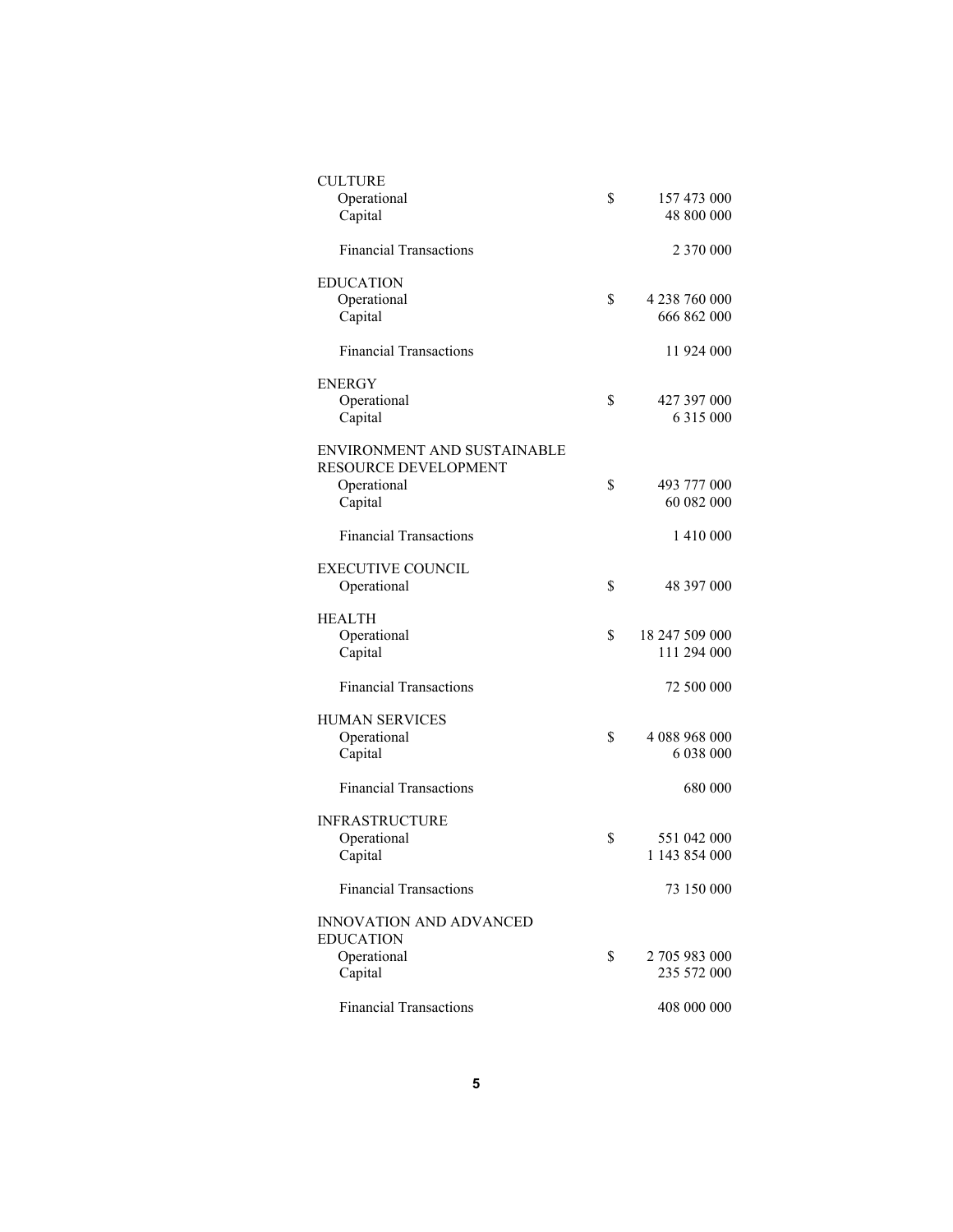| | | |
|---|---|---|
| CULTURE | | |
| Operational | $ | 157 473 000 |
| Capital | | 48 800 000 |
| Financial Transactions | | 2 370 000 |
| EDUCATION | | |
| Operational | $ | 4 238 760 000 |
| Capital | | 666 862 000 |
| Financial Transactions | | 11 924 000 |
| ENERGY | | |
| Operational | $ | 427 397 000 |
| Capital | | 6 315 000 |
| ENVIRONMENT AND SUSTAINABLE RESOURCE DEVELOPMENT | | |
| Operational | $ | 493 777 000 |
| Capital | | 60 082 000 |
| Financial Transactions | | 1 410 000 |
| EXECUTIVE COUNCIL | | |
| Operational | $ | 48 397 000 |
| HEALTH | | |
| Operational | $ | 18 247 509 000 |
| Capital | | 111 294 000 |
| Financial Transactions | | 72 500 000 |
| HUMAN SERVICES | | |
| Operational | $ | 4 088 968 000 |
| Capital | | 6 038 000 |
| Financial Transactions | | 680 000 |
| INFRASTRUCTURE | | |
| Operational | $ | 551 042 000 |
| Capital | | 1 143 854 000 |
| Financial Transactions | | 73 150 000 |
| INNOVATION AND ADVANCED EDUCATION | | |
| Operational | $ | 2 705 983 000 |
| Capital | | 235 572 000 |
| Financial Transactions | | 408 000 000 |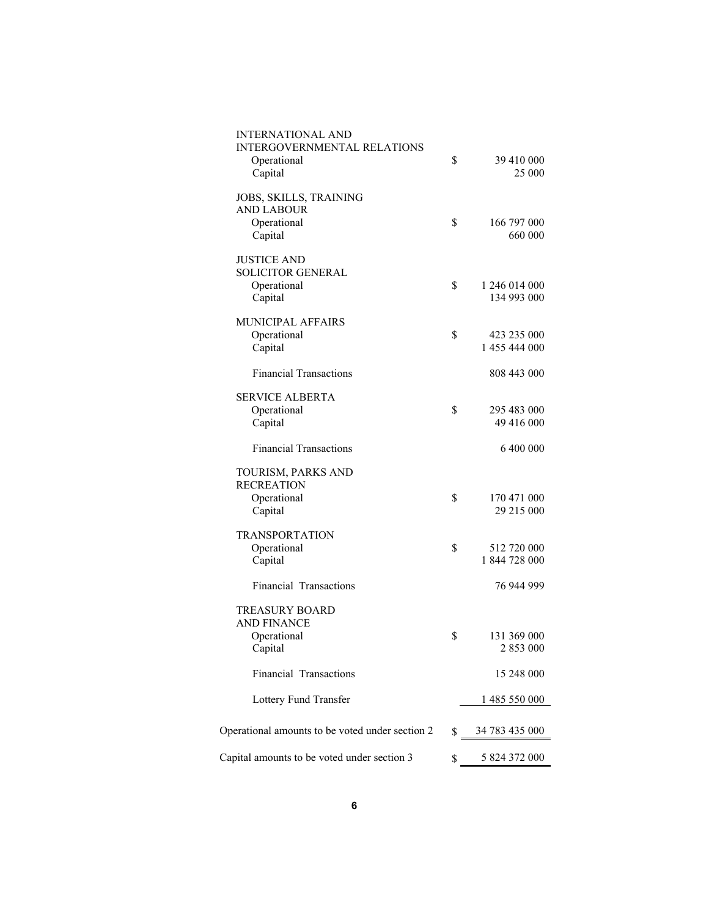| | | |
|---|---|---|
| INTERNATIONAL AND INTERGOVERNMENTAL RELATIONS | | |
| Operational | $ | 39 410 000 |
| Capital | | 25 000 |
| JOBS, SKILLS, TRAINING AND LABOUR | | |
| Operational | $ | 166 797 000 |
| Capital | | 660 000 |
| JUSTICE AND SOLICITOR GENERAL | | |
| Operational | $ | 1 246 014 000 |
| Capital | | 134 993 000 |
| MUNICIPAL AFFAIRS | | |
| Operational | $ | 423 235 000 |
| Capital | | 1 455 444 000 |
| Financial Transactions | | 808 443 000 |
| SERVICE ALBERTA | | |
| Operational | $ | 295 483 000 |
| Capital | | 49 416 000 |
| Financial Transactions | | 6 400 000 |
| TOURISM, PARKS AND RECREATION | | |
| Operational | $ | 170 471 000 |
| Capital | | 29 215 000 |
| TRANSPORTATION | | |
| Operational | $ | 512 720 000 |
| Capital | | 1 844 728 000 |
| Financial Transactions | | 76 944 999 |
| TREASURY BOARD AND FINANCE | | |
| Operational | $ | 131 369 000 |
| Capital | | 2 853 000 |
| Financial Transactions | | 15 248 000 |
| Lottery Fund Transfer | | 1 485 550 000 |
| Operational amounts to be voted under section 2 | $ | 34 783 435 000 |
| Capital amounts to be voted under section 3 | $ | 5 824 372 000 |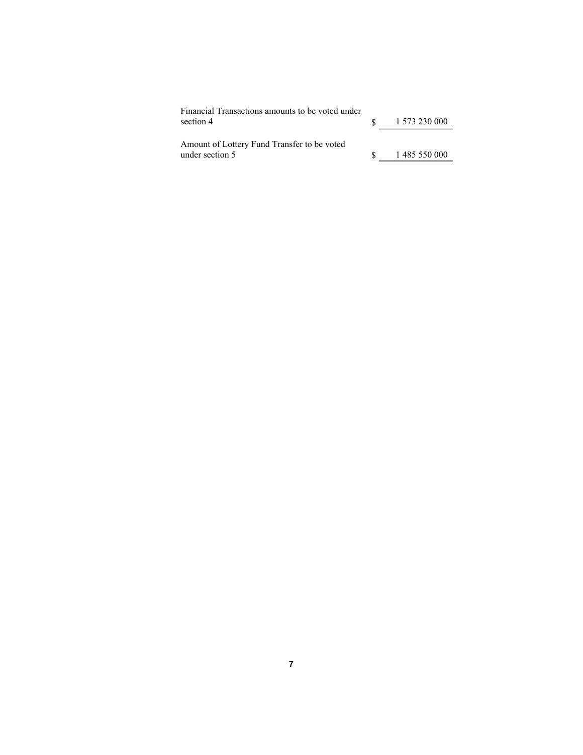| | | |
|---|---|---|
| Financial Transactions amounts to be voted under section 4 | $ | 1 573 230 000 |
| Amount of Lottery Fund Transfer to be voted under section 5 | $ | 1 485 550 000 |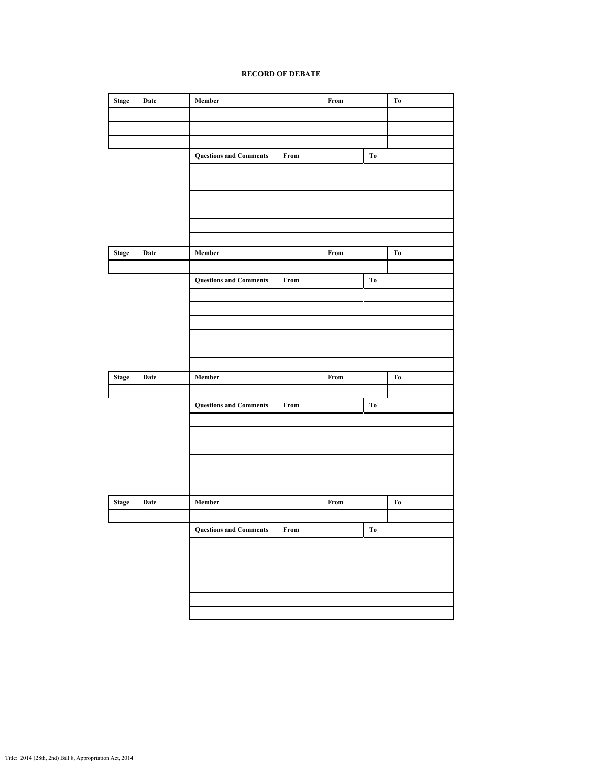**RECORD OF DEBATE**

| Stage | Date | Member | From | To |
|---|---|---|---|---|
| | | | | |
| | | | | |
| | | | | |

| Questions and Comments | From | To |
|---|---|---|
| | | |
| | | |
| | | |
| | | |
| | | |
| | | |

| Stage | Date | Member | From | To |
|---|---|---|---|---|
| | | | | |

| Questions and Comments | From | To |
|---|---|---|
| | | |
| | | |
| | | |
| | | |
| | | |
| | | |

| Stage | Date | Member | From | To |
|---|---|---|---|---|
| | | | | |

| Questions and Comments | From | To |
|---|---|---|
| | | |
| | | |
| | | |
| | | |
| | | |
| | | |

| Stage | Date | Member | From | To |
|---|---|---|---|---|
| | | | | |

| Questions and Comments | From | To |
|---|---|---|
| | | |
| | | |
| | | |
| | | |
| | | |
| | | |

Title: 2014 (28th, 2nd) Bill 8, Appropriation Act, 2014